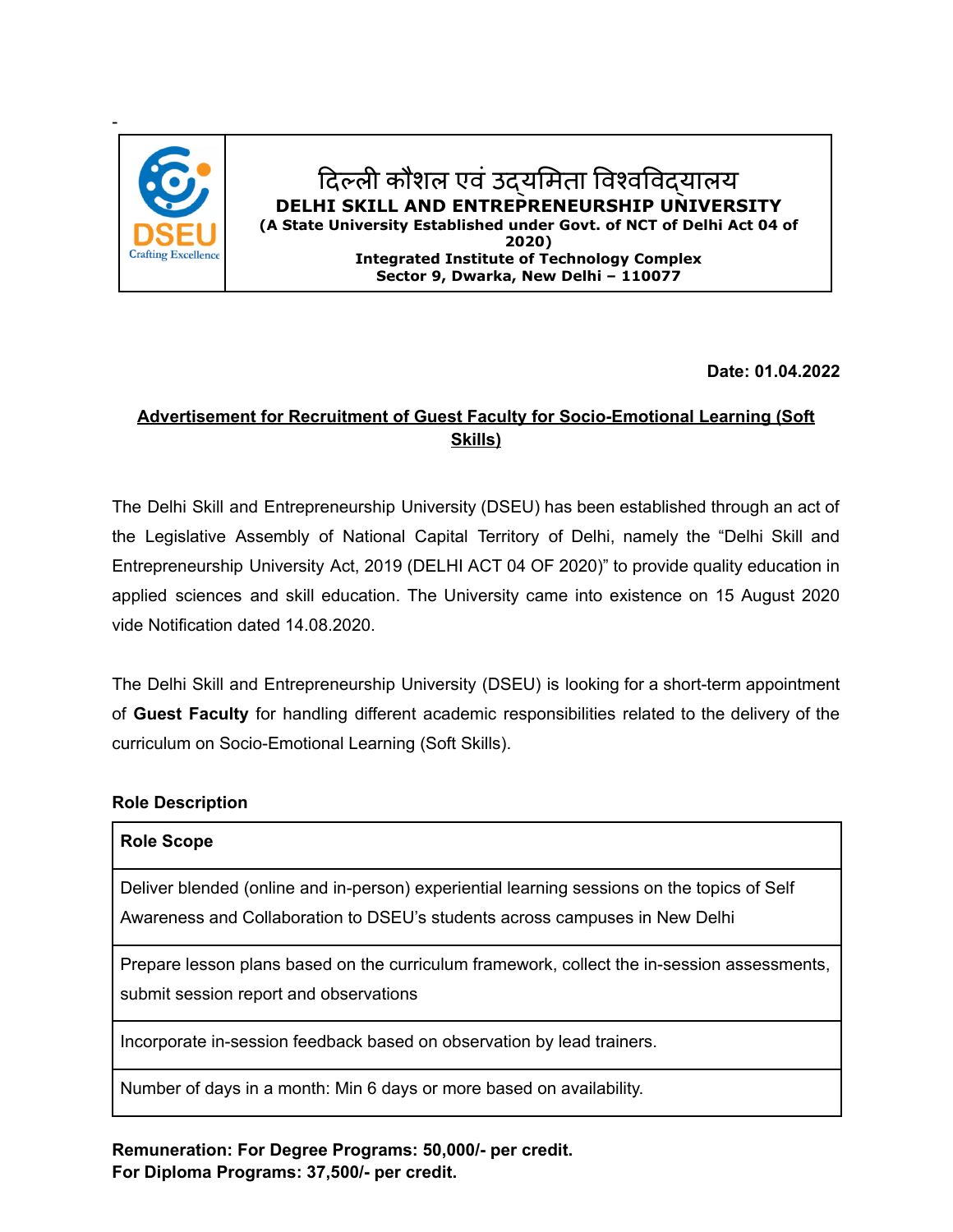-

| | दिल्ली कौशल एवं उद्यमिता विश्वविद्यालय<br>**DELHI SKILL AND ENTREPRENEURSHIP UNIVERSITY**<br>**(A State University Established under Govt. of NCT of Delhi Act 04 of 2020)**<br>**Integrated Institute of Technology Complex**<br>**Sector 9, Dwarka, New Delhi – 110077** |
|---|---|

DSEU
Crafting Excellence

**Date: 01.04.2022**

**Advertisement for Recruitment of Guest Faculty for Socio-Emotional Learning (Soft Skills)**

The Delhi Skill and Entrepreneurship University (DSEU) has been established through an act of the Legislative Assembly of National Capital Territory of Delhi, namely the "Delhi Skill and Entrepreneurship University Act, 2019 (DELHI ACT 04 OF 2020)" to provide quality education in applied sciences and skill education. The University came into existence on 15 August 2020 vide Notification dated 14.08.2020.

The Delhi Skill and Entrepreneurship University (DSEU) is looking for a short-term appointment of **Guest Faculty** for handling different academic responsibilities related to the delivery of the curriculum on Socio-Emotional Learning (Soft Skills).

**Role Description**

| **Role Scope** |
|---|
| Deliver blended (online and in-person) experiential learning sessions on the topics of Self Awareness and Collaboration to DSEU's students across campuses in New Delhi |
| Prepare lesson plans based on the curriculum framework, collect the in-session assessments, submit session report and observations |
| Incorporate in-session feedback based on observation by lead trainers. |
| Number of days in a month: Min 6 days or more based on availability. |

**Remuneration: For Degree Programs: 50,000/- per credit.**
**For Diploma Programs: 37,500/- per credit.**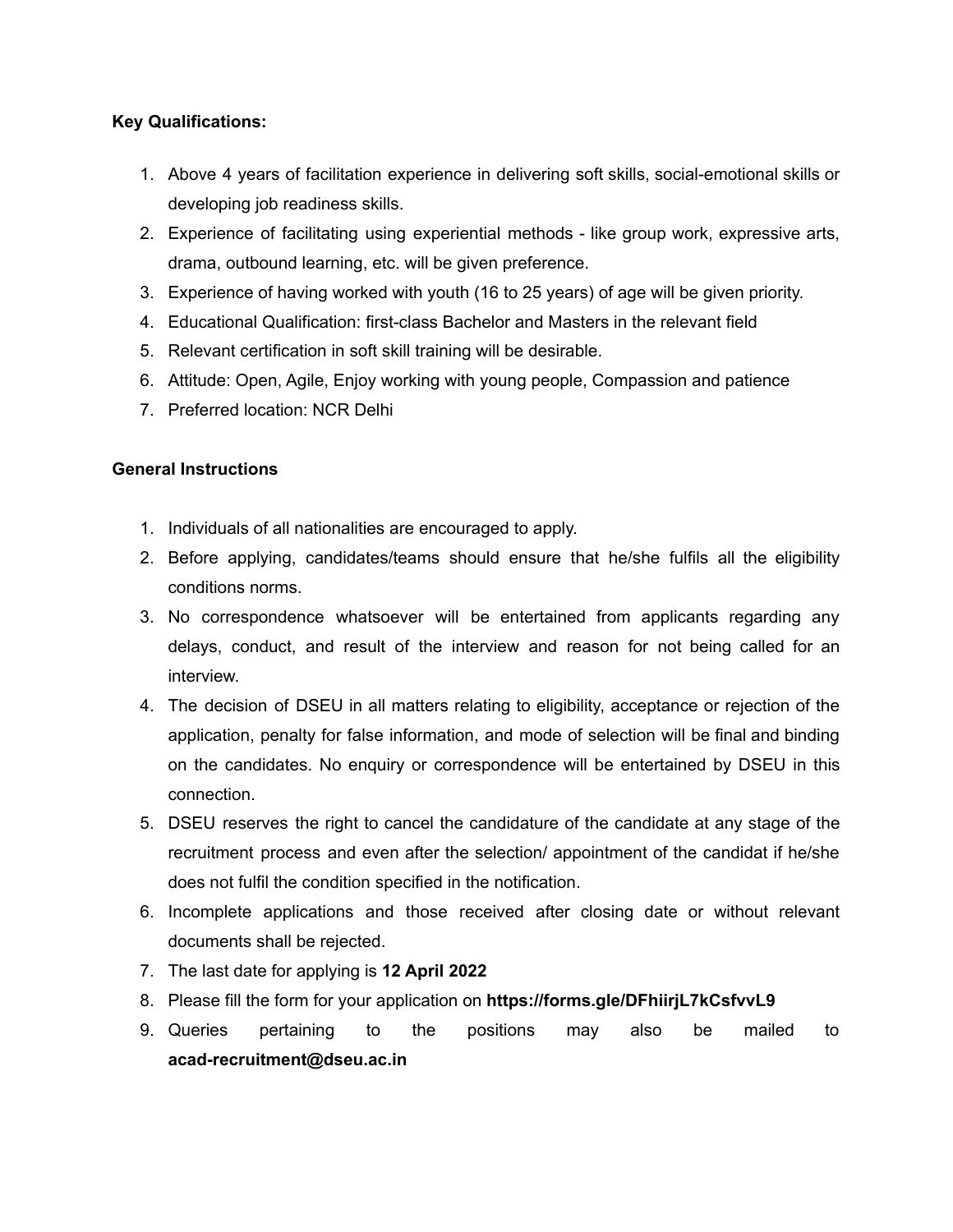**Key Qualifications:**

1. Above 4 years of facilitation experience in delivering soft skills, social-emotional skills or developing job readiness skills.
2. Experience of facilitating using experiential methods - like group work, expressive arts, drama, outbound learning, etc. will be given preference.
3. Experience of having worked with youth (16 to 25 years) of age will be given priority.
4. Educational Qualification: first-class Bachelor and Masters in the relevant field
5. Relevant certification in soft skill training will be desirable.
6. Attitude: Open, Agile, Enjoy working with young people, Compassion and patience
7. Preferred location: NCR Delhi

**General Instructions**

1. Individuals of all nationalities are encouraged to apply.
2. Before applying, candidates/teams should ensure that he/she fulfils all the eligibility conditions norms.
3. No correspondence whatsoever will be entertained from applicants regarding any delays, conduct, and result of the interview and reason for not being called for an interview.
4. The decision of DSEU in all matters relating to eligibility, acceptance or rejection of the application, penalty for false information, and mode of selection will be final and binding on the candidates. No enquiry or correspondence will be entertained by DSEU in this connection.
5. DSEU reserves the right to cancel the candidature of the candidate at any stage of the recruitment process and even after the selection/ appointment of the candidat if he/she does not fulfil the condition specified in the notification.
6. Incomplete applications and those received after closing date or without relevant documents shall be rejected.
7. The last date for applying is **12 April 2022**
8. Please fill the form for your application on **https://forms.gle/DFhiirjL7kCsfvvL9**
9. Queries pertaining to the positions may also be mailed to **acad-recruitment@dseu.ac.in**